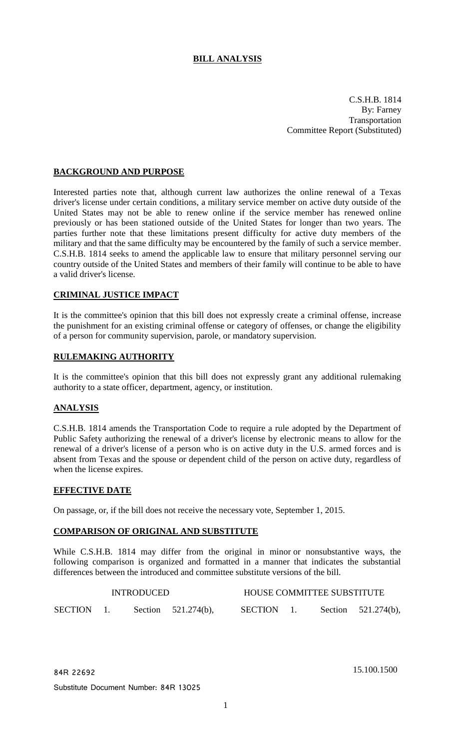# BILL ANALYSIS

C.S.H.B. 1814
By: Farney
Transportation
Committee Report (Substituted)

## BACKGROUND AND PURPOSE

Interested parties note that, although current law authorizes the online renewal of a Texas driver's license under certain conditions, a military service member on active duty outside of the United States may not be able to renew online if the service member has renewed online previously or has been stationed outside of the United States for longer than two years. The parties further note that these limitations present difficulty for active duty members of the military and that the same difficulty may be encountered by the family of such a service member. C.S.H.B. 1814 seeks to amend the applicable law to ensure that military personnel serving our country outside of the United States and members of their family will continue to be able to have a valid driver's license.

## CRIMINAL JUSTICE IMPACT

It is the committee's opinion that this bill does not expressly create a criminal offense, increase the punishment for an existing criminal offense or category of offenses, or change the eligibility of a person for community supervision, parole, or mandatory supervision.

## RULEMAKING AUTHORITY

It is the committee's opinion that this bill does not expressly grant any additional rulemaking authority to a state officer, department, agency, or institution.

## ANALYSIS

C.S.H.B. 1814 amends the Transportation Code to require a rule adopted by the Department of Public Safety authorizing the renewal of a driver's license by electronic means to allow for the renewal of a driver's license of a person who is on active duty in the U.S. armed forces and is absent from Texas and the spouse or dependent child of the person on active duty, regardless of when the license expires.

## EFFECTIVE DATE

On passage, or, if the bill does not receive the necessary vote, September 1, 2015.

## COMPARISON OF ORIGINAL AND SUBSTITUTE

While C.S.H.B. 1814 may differ from the original in minor or nonsubstantive ways, the following comparison is organized and formatted in a manner that indicates the substantial differences between the introduced and committee substitute versions of the bill.

| INTRODUCED | HOUSE COMMITTEE SUBSTITUTE |
|---|---|
| SECTION 1. Section 521.274(b), | SECTION 1. Section 521.274(b), |

84R 22692 15.100.1500

Substitute Document Number: 84R 13025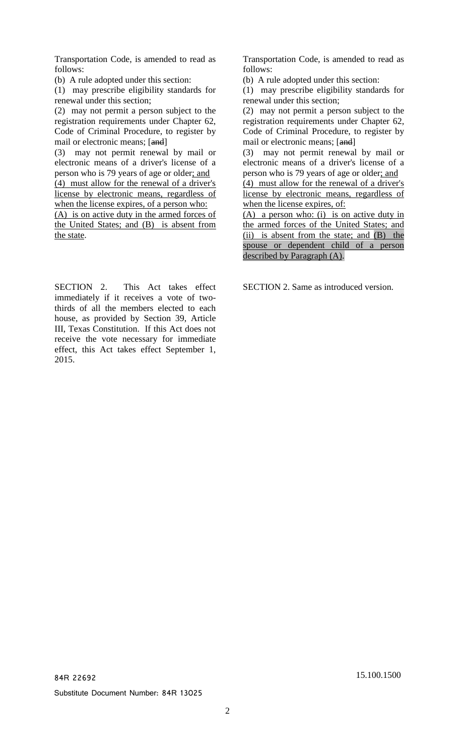| | |
|---|---|
| Transportation Code, is amended to read as follows: | Transportation Code, is amended to read as follows: |
| (b) A rule adopted under this section: | (b) A rule adopted under this section: |
| (1) may prescribe eligibility standards for renewal under this section; | (1) may prescribe eligibility standards for renewal under this section; |
| (2) may not permit a person subject to the registration requirements under Chapter 62, Code of Criminal Procedure, to register by mail or electronic means; [and] | (2) may not permit a person subject to the registration requirements under Chapter 62, Code of Criminal Procedure, to register by mail or electronic means; [and] |
| (3) may not permit renewal by mail or electronic means of a driver's license of a person who is 79 years of age or older; and | (3) may not permit renewal by mail or electronic means of a driver's license of a person who is 79 years of age or older; and |
| (4) must allow for the renewal of a driver's license by electronic means, regardless of when the license expires, of a person who: | (4) must allow for the renewal of a driver's license by electronic means, regardless of when the license expires, of: |
| (A) is on active duty in the armed forces of the United States; and (B) is absent from the state. | (A) a person who: (i) is on active duty in the armed forces of the United States; and (ii) is absent from the state; and (B) the spouse or dependent child of a person described by Paragraph (A). |
| SECTION 2. This Act takes effect immediately if it receives a vote of two-thirds of all the members elected to each house, as provided by Section 39, Article III, Texas Constitution. If this Act does not receive the vote necessary for immediate effect, this Act takes effect September 1, 2015. | SECTION 2. Same as introduced version. |

84R 22692

15.100.1500

Substitute Document Number: 84R 13025